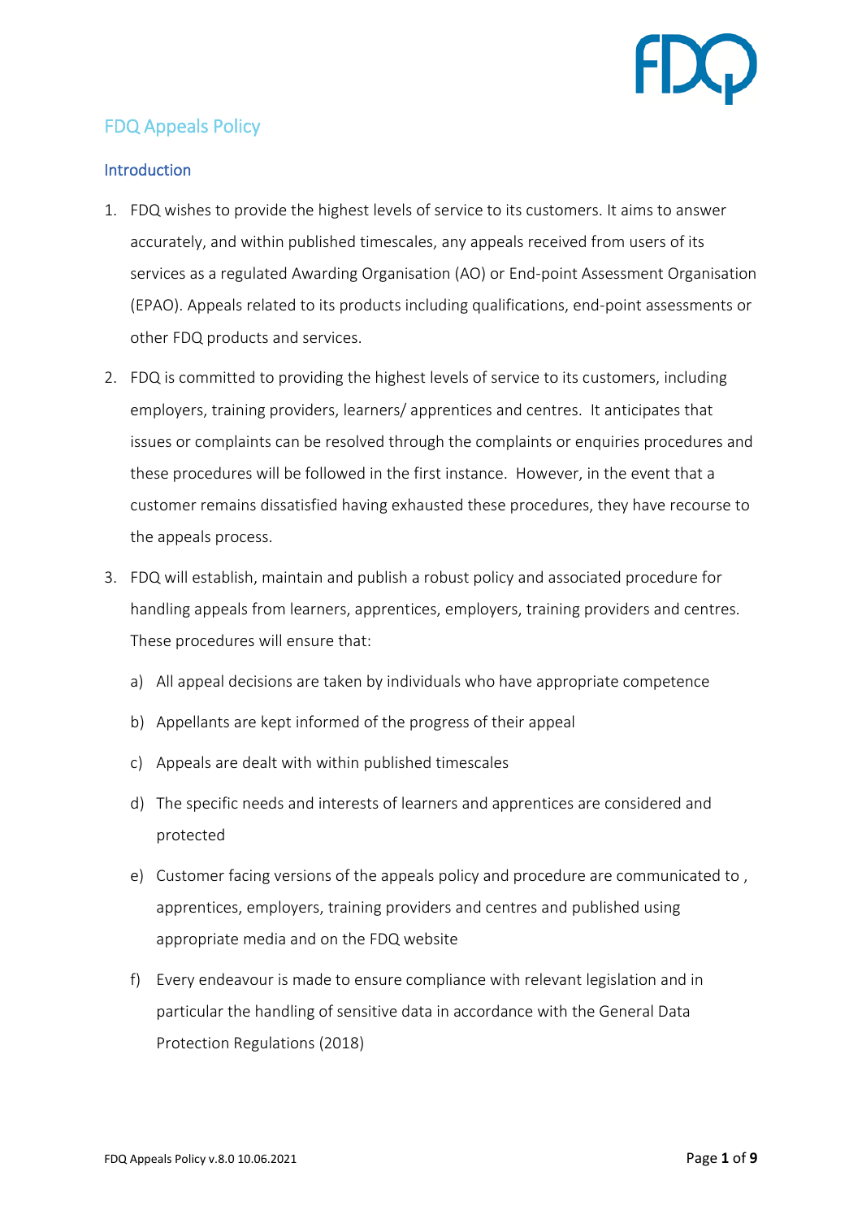# FDQ Appeals Policy

## Introduction

1. FDQ wishes to provide the highest levels of service to its customers. It aims to answer accurately, and within published timescales, any appeals received from users of its services as a regulated Awarding Organisation (AO) or End-point Assessment Organisation (EPAO). Appeals related to its products including qualifications, end-point assessments or other FDQ products and services.

2. FDQ is committed to providing the highest levels of service to its customers, including employers, training providers, learners/ apprentices and centres. It anticipates that issues or complaints can be resolved through the complaints or enquiries procedures and these procedures will be followed in the first instance. However, in the event that a customer remains dissatisfied having exhausted these procedures, they have recourse to the appeals process.

3. FDQ will establish, maintain and publish a robust policy and associated procedure for handling appeals from learners, apprentices, employers, training providers and centres. These procedures will ensure that:

   a) All appeal decisions are taken by individuals who have appropriate competence

   b) Appellants are kept informed of the progress of their appeal

   c) Appeals are dealt with within published timescales

   d) The specific needs and interests of learners and apprentices are considered and protected

   e) Customer facing versions of the appeals policy and procedure are communicated to , apprentices, employers, training providers and centres and published using appropriate media and on the FDQ website

   f) Every endeavour is made to ensure compliance with relevant legislation and in particular the handling of sensitive data in accordance with the General Data Protection Regulations (2018)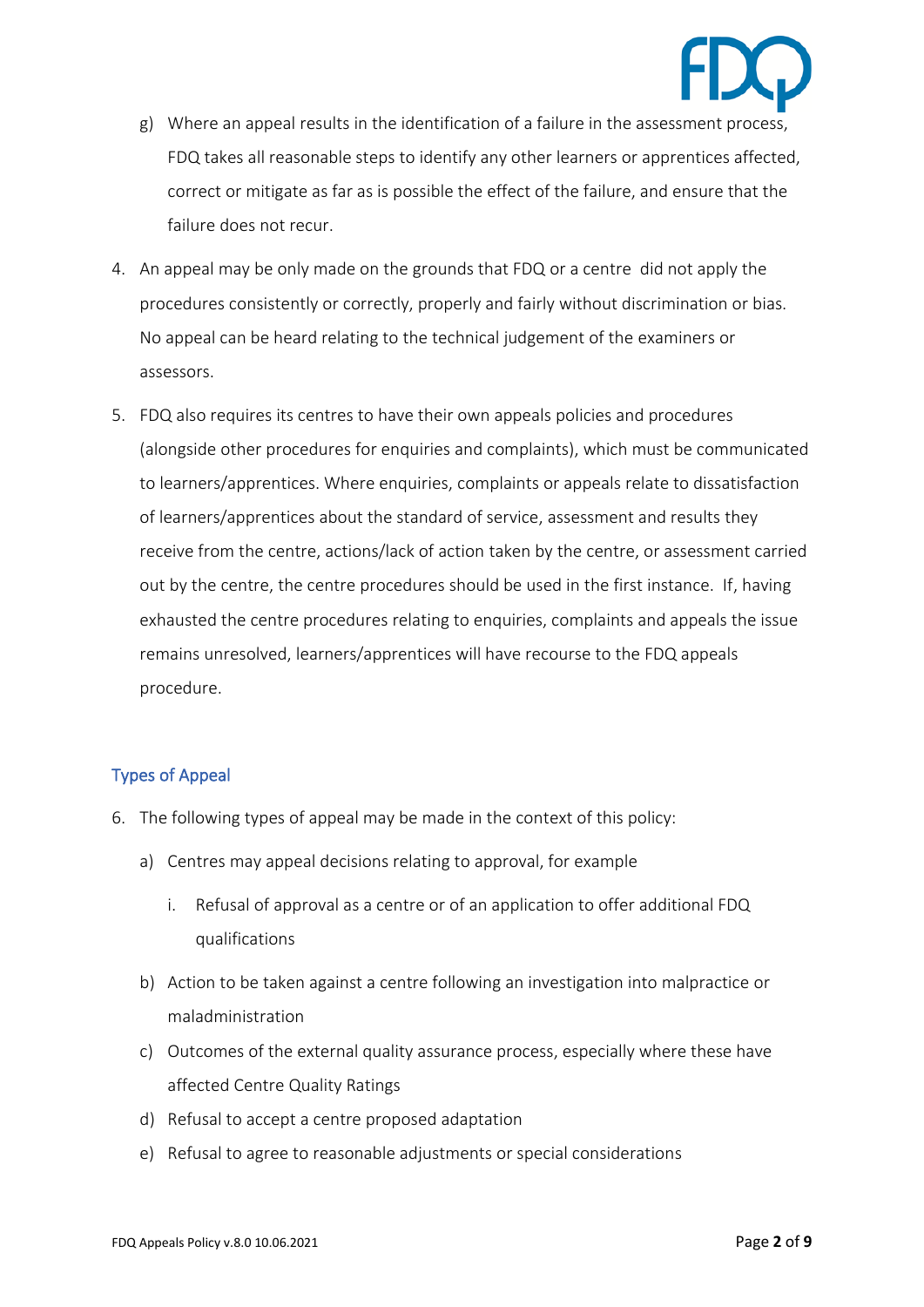g) Where an appeal results in the identification of a failure in the assessment process, FDQ takes all reasonable steps to identify any other learners or apprentices affected, correct or mitigate as far as is possible the effect of the failure, and ensure that the failure does not recur.

4. An appeal may be only made on the grounds that FDQ or a centre did not apply the procedures consistently or correctly, properly and fairly without discrimination or bias. No appeal can be heard relating to the technical judgement of the examiners or assessors.

5. FDQ also requires its centres to have their own appeals policies and procedures (alongside other procedures for enquiries and complaints), which must be communicated to learners/apprentices. Where enquiries, complaints or appeals relate to dissatisfaction of learners/apprentices about the standard of service, assessment and results they receive from the centre, actions/lack of action taken by the centre, or assessment carried out by the centre, the centre procedures should be used in the first instance. If, having exhausted the centre procedures relating to enquiries, complaints and appeals the issue remains unresolved, learners/apprentices will have recourse to the FDQ appeals procedure.

## Types of Appeal

6. The following types of appeal may be made in the context of this policy:
   a) Centres may appeal decisions relating to approval, for example
      i. Refusal of approval as a centre or of an application to offer additional FDQ qualifications
   b) Action to be taken against a centre following an investigation into malpractice or maladministration
   c) Outcomes of the external quality assurance process, especially where these have affected Centre Quality Ratings
   d) Refusal to accept a centre proposed adaptation
   e) Refusal to agree to reasonable adjustments or special considerations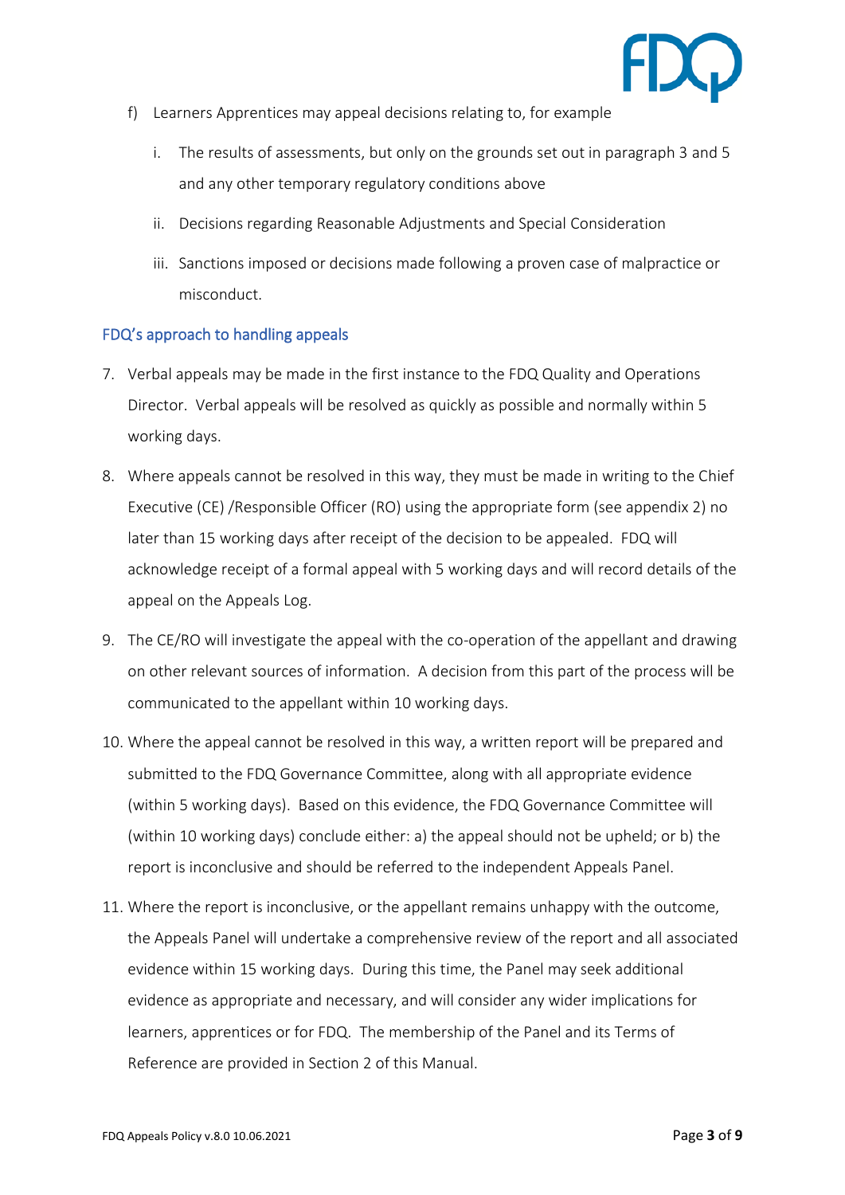f) Learners Apprentices may appeal decisions relating to, for example

   i. The results of assessments, but only on the grounds set out in paragraph 3 and 5 and any other temporary regulatory conditions above

   ii. Decisions regarding Reasonable Adjustments and Special Consideration

   iii. Sanctions imposed or decisions made following a proven case of malpractice or misconduct.

## FDQ's approach to handling appeals

7. Verbal appeals may be made in the first instance to the FDQ Quality and Operations Director. Verbal appeals will be resolved as quickly as possible and normally within 5 working days.

8. Where appeals cannot be resolved in this way, they must be made in writing to the Chief Executive (CE) /Responsible Officer (RO) using the appropriate form (see appendix 2) no later than 15 working days after receipt of the decision to be appealed. FDQ will acknowledge receipt of a formal appeal with 5 working days and will record details of the appeal on the Appeals Log.

9. The CE/RO will investigate the appeal with the co-operation of the appellant and drawing on other relevant sources of information. A decision from this part of the process will be communicated to the appellant within 10 working days.

10. Where the appeal cannot be resolved in this way, a written report will be prepared and submitted to the FDQ Governance Committee, along with all appropriate evidence (within 5 working days). Based on this evidence, the FDQ Governance Committee will (within 10 working days) conclude either: a) the appeal should not be upheld; or b) the report is inconclusive and should be referred to the independent Appeals Panel.

11. Where the report is inconclusive, or the appellant remains unhappy with the outcome, the Appeals Panel will undertake a comprehensive review of the report and all associated evidence within 15 working days. During this time, the Panel may seek additional evidence as appropriate and necessary, and will consider any wider implications for learners, apprentices or for FDQ. The membership of the Panel and its Terms of Reference are provided in Section 2 of this Manual.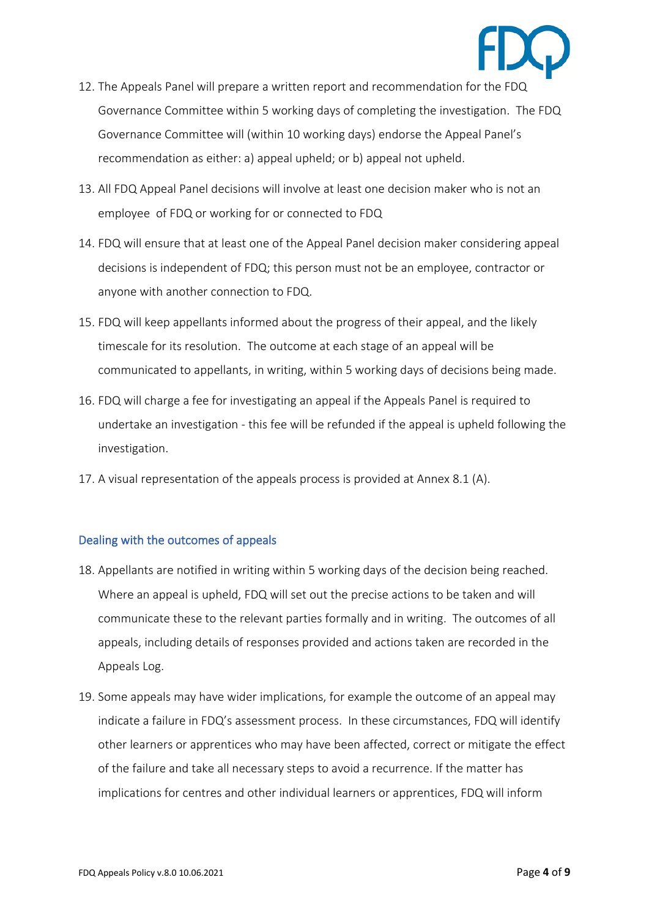12. The Appeals Panel will prepare a written report and recommendation for the FDQ Governance Committee within 5 working days of completing the investigation. The FDQ Governance Committee will (within 10 working days) endorse the Appeal Panel's recommendation as either: a) appeal upheld; or b) appeal not upheld.
13. All FDQ Appeal Panel decisions will involve at least one decision maker who is not an employee of FDQ or working for or connected to FDQ
14. FDQ will ensure that at least one of the Appeal Panel decision maker considering appeal decisions is independent of FDQ; this person must not be an employee, contractor or anyone with another connection to FDQ.
15. FDQ will keep appellants informed about the progress of their appeal, and the likely timescale for its resolution. The outcome at each stage of an appeal will be communicated to appellants, in writing, within 5 working days of decisions being made.
16. FDQ will charge a fee for investigating an appeal if the Appeals Panel is required to undertake an investigation - this fee will be refunded if the appeal is upheld following the investigation.
17. A visual representation of the appeals process is provided at Annex 8.1 (A).

## Dealing with the outcomes of appeals

18. Appellants are notified in writing within 5 working days of the decision being reached. Where an appeal is upheld, FDQ will set out the precise actions to be taken and will communicate these to the relevant parties formally and in writing. The outcomes of all appeals, including details of responses provided and actions taken are recorded in the Appeals Log.
19. Some appeals may have wider implications, for example the outcome of an appeal may indicate a failure in FDQ's assessment process. In these circumstances, FDQ will identify other learners or apprentices who may have been affected, correct or mitigate the effect of the failure and take all necessary steps to avoid a recurrence. If the matter has implications for centres and other individual learners or apprentices, FDQ will inform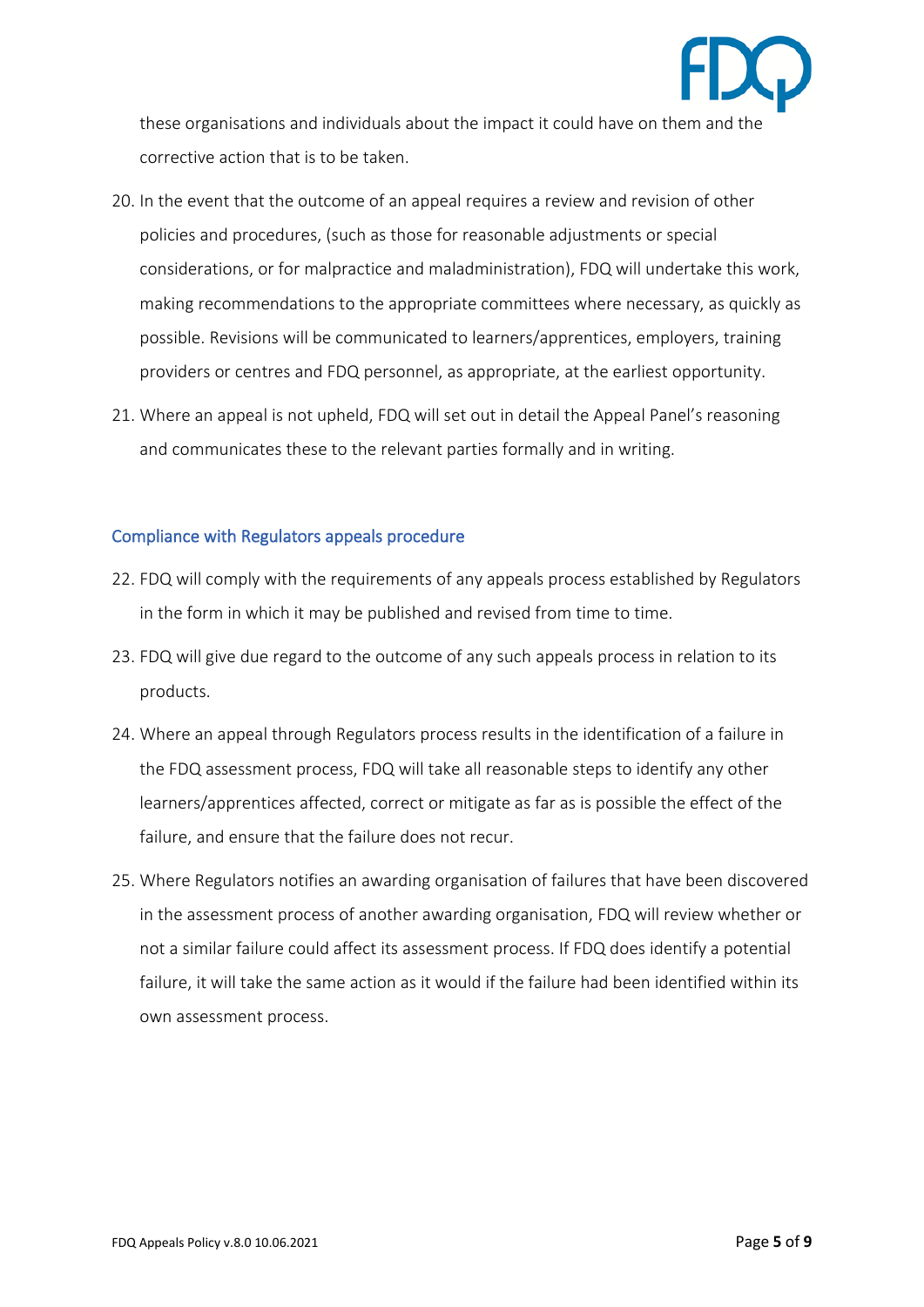these organisations and individuals about the impact it could have on them and the corrective action that is to be taken.

20. In the event that the outcome of an appeal requires a review and revision of other policies and procedures, (such as those for reasonable adjustments or special considerations, or for malpractice and maladministration), FDQ will undertake this work, making recommendations to the appropriate committees where necessary, as quickly as possible. Revisions will be communicated to learners/apprentices, employers, training providers or centres and FDQ personnel, as appropriate, at the earliest opportunity.
21. Where an appeal is not upheld, FDQ will set out in detail the Appeal Panel's reasoning and communicates these to the relevant parties formally and in writing.

## Compliance with Regulators appeals procedure

22. FDQ will comply with the requirements of any appeals process established by Regulators in the form in which it may be published and revised from time to time.
23. FDQ will give due regard to the outcome of any such appeals process in relation to its products.
24. Where an appeal through Regulators process results in the identification of a failure in the FDQ assessment process, FDQ will take all reasonable steps to identify any other learners/apprentices affected, correct or mitigate as far as is possible the effect of the failure, and ensure that the failure does not recur.
25. Where Regulators notifies an awarding organisation of failures that have been discovered in the assessment process of another awarding organisation, FDQ will review whether or not a similar failure could affect its assessment process. If FDQ does identify a potential failure, it will take the same action as it would if the failure had been identified within its own assessment process.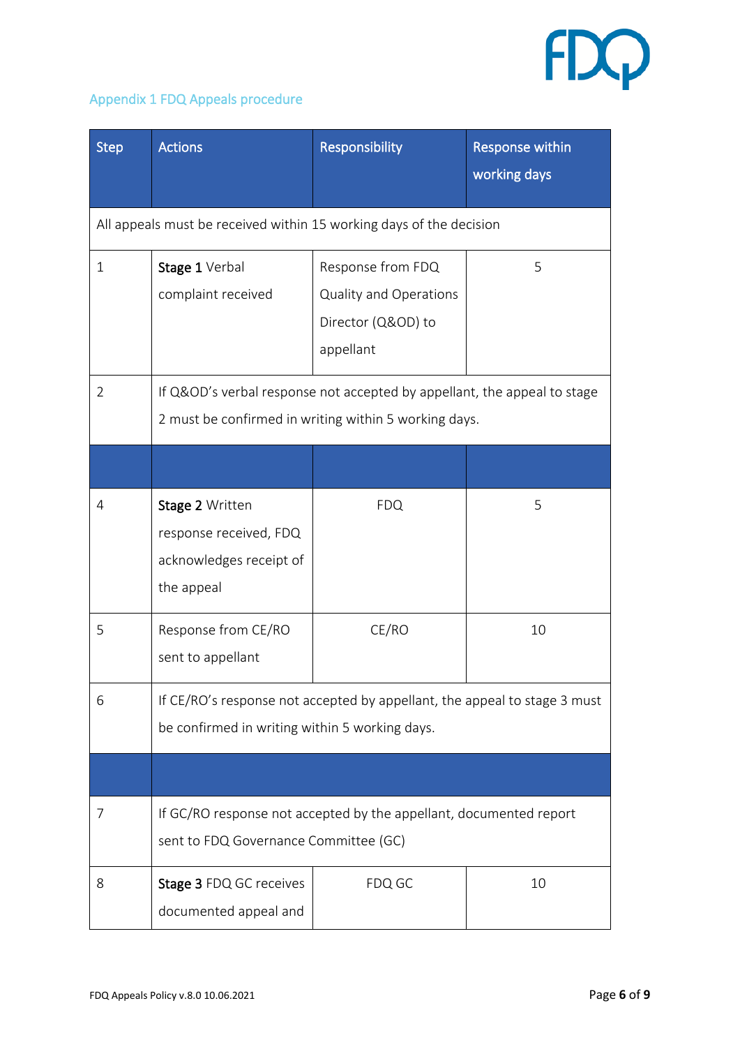## Appendix 1 FDQ Appeals procedure

| Step | Actions | Responsibility | Response within working days |
|---|---|---|---|
| All appeals must be received within 15 working days of the decision | | | |
| 1 | **Stage 1** Verbal complaint received | Response from FDQ Quality and Operations Director (Q&OD) to appellant | 5 |
| 2 | If Q&OD's verbal response not accepted by appellant, the appeal to stage 2 must be confirmed in writing within 5 working days. | | |
| | | | |
| 4 | **Stage 2** Written response received, FDQ acknowledges receipt of the appeal | FDQ | 5 |
| 5 | Response from CE/RO sent to appellant | CE/RO | 10 |
| 6 | If CE/RO's response not accepted by appellant, the appeal to stage 3 must be confirmed in writing within 5 working days. | | |
| | | | |
| 7 | If GC/RO response not accepted by the appellant, documented report sent to FDQ Governance Committee (GC) | | |
| 8 | **Stage 3** FDQ GC receives documented appeal and | FDQ GC | 10 |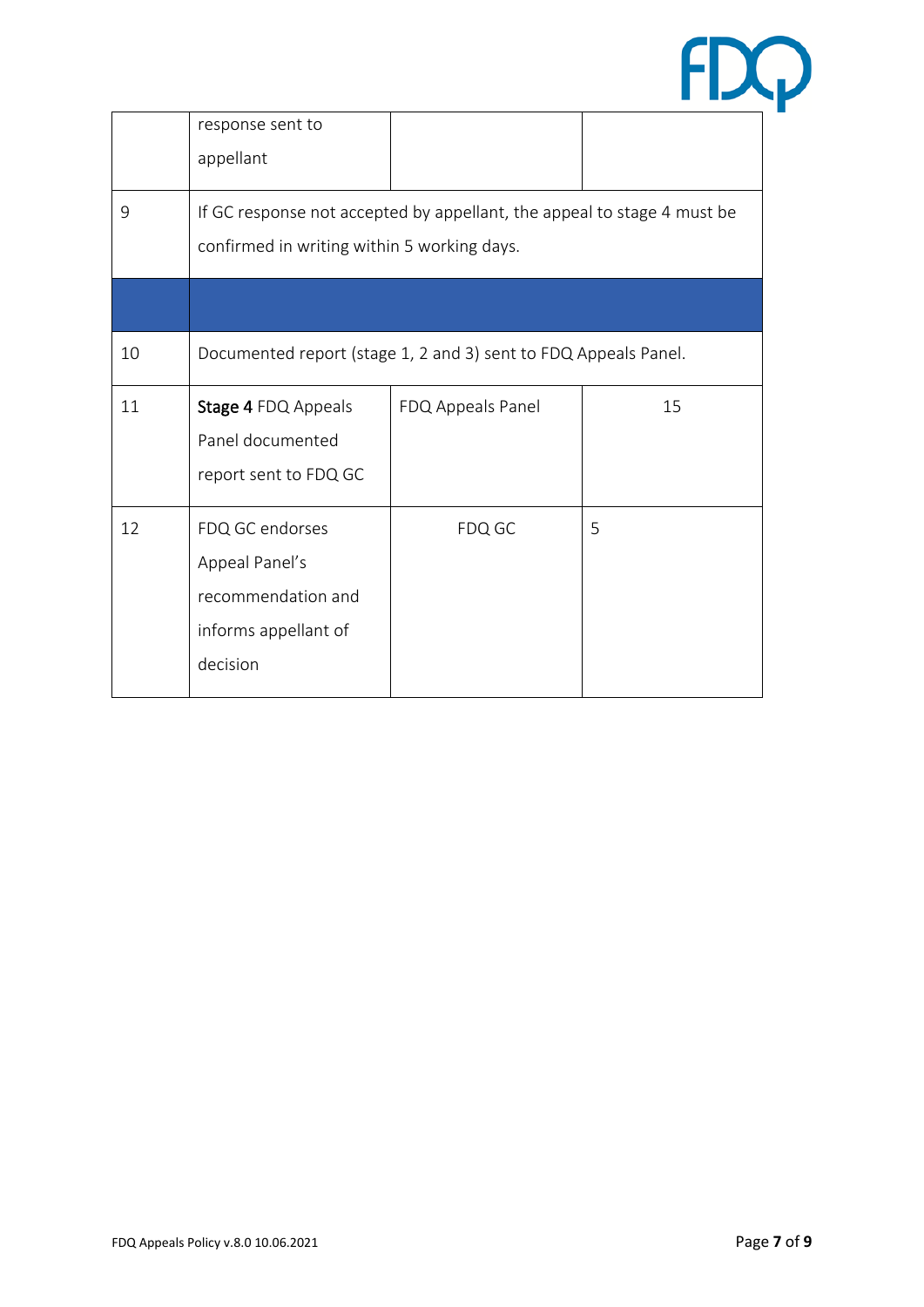|  |  |  |  |
|---|---|---|---|
|  | response sent to appellant |  |  |
| 9 | If GC response not accepted by appellant, the appeal to stage 4 must be confirmed in writing within 5 working days. |  |  |
|  |  |  |  |
| 10 | Documented report (stage 1, 2 and 3) sent to FDQ Appeals Panel. |  |  |
| 11 | **Stage 4** FDQ Appeals Panel documented report sent to FDQ GC | FDQ Appeals Panel | 15 |
| 12 | FDQ GC endorses Appeal Panel's recommendation and informs appellant of decision | FDQ GC | 5 |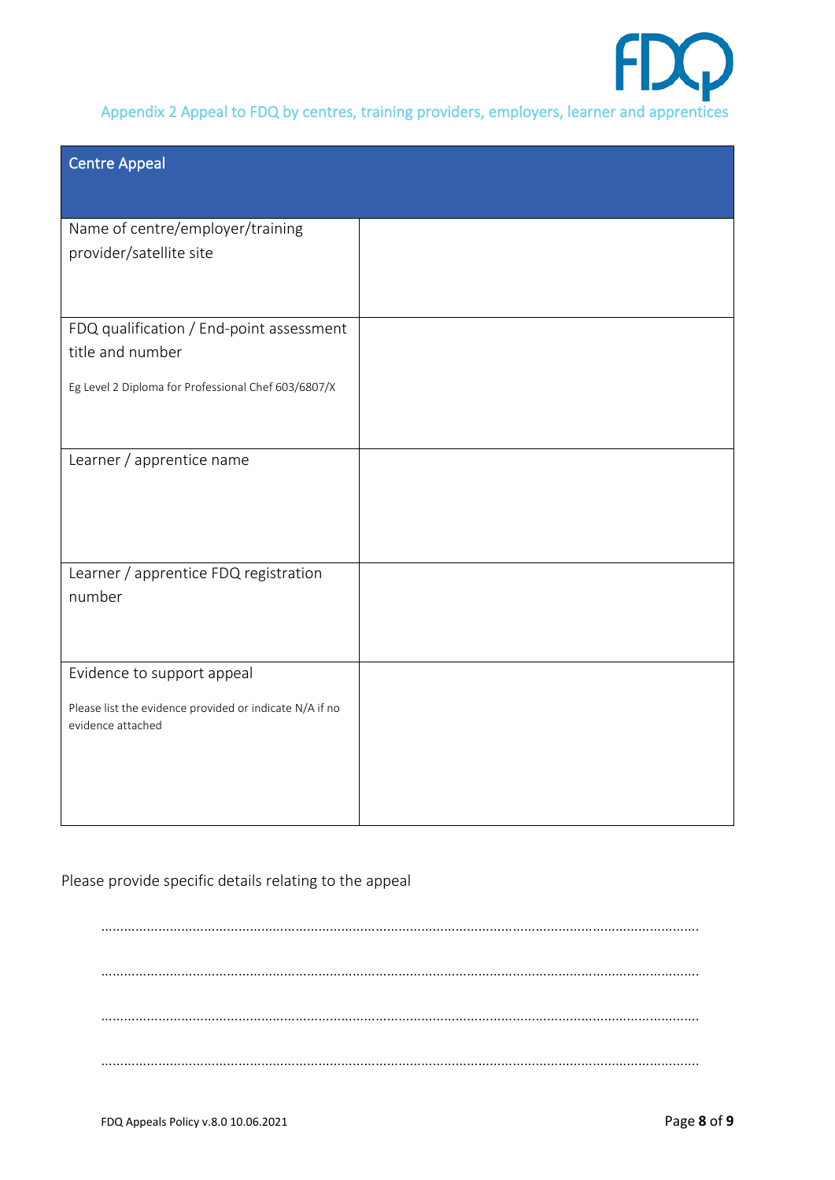## Appendix 2 Appeal to FDQ by centres, training providers, employers, learner and apprentices

| Centre Appeal | |
|---|---|
| Name of centre/employer/training provider/satellite site | |
| FDQ qualification / End-point assessment title and number<br><br>Eg Level 2 Diploma for Professional Chef 603/6807/X | |
| Learner / apprentice name | |
| Learner / apprentice FDQ registration number | |
| Evidence to support appeal<br><br>Please list the evidence provided or indicate N/A if no evidence attached | |

Please provide specific details relating to the appeal

……………………………………………………………………………………………………………………………………………

……………………………………………………………………………………………………………………………………………

……………………………………………………………………………………………………………………………………………

……………………………………………………………………………………………………………………………………………

FDQ Appeals Policy v.8.0 10.06.2021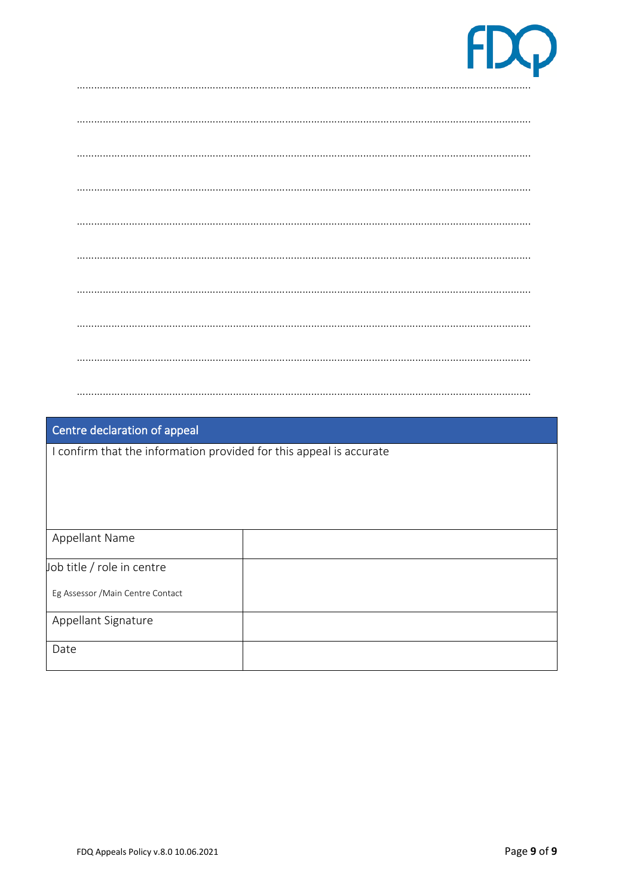……………………………………………………………………………………………………………………………………………

……………………………………………………………………………………………………………………………………………

……………………………………………………………………………………………………………………………………………

……………………………………………………………………………………………………………………………………………

……………………………………………………………………………………………………………………………………………

……………………………………………………………………………………………………………………………………………

……………………………………………………………………………………………………………………………………………

……………………………………………………………………………………………………………………………………………

……………………………………………………………………………………………………………………………………………

……………………………………………………………………………………………………………………………………………

| Centre declaration of appeal | |
|---|---|
| I confirm that the information provided for this appeal is accurate | |
| Appellant Name | |
| Job title / role in centre<br>Eg Assessor /Main Centre Contact | |
| Appellant Signature | |
| Date | |